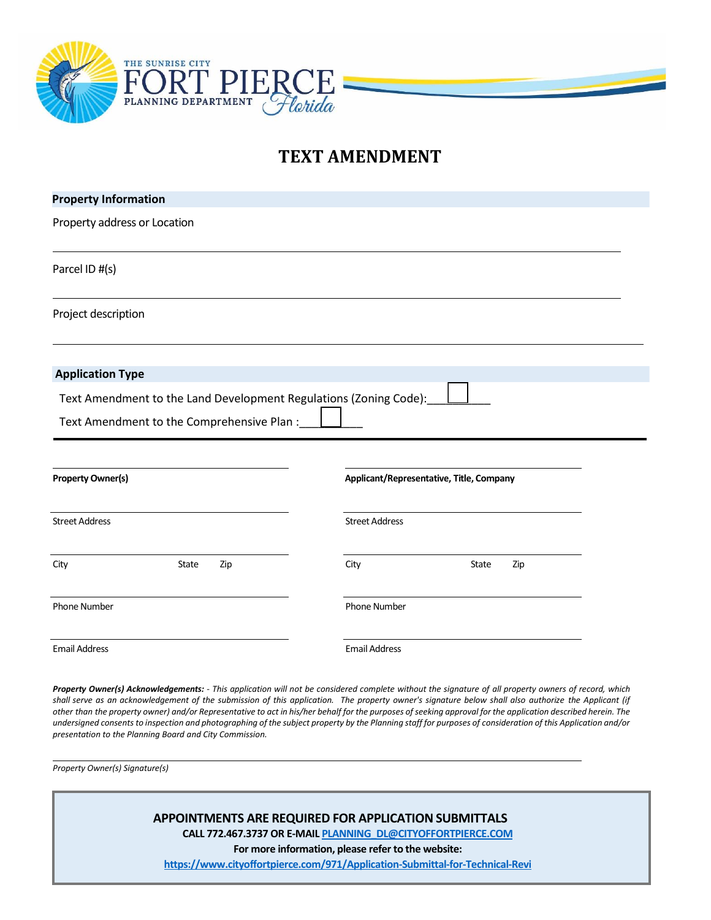THE SUNRISE CITY
FORT PIERCE
PLANNING DEPARTMENT
Florida

# TEXT AMENDMENT

## Property Information

Property address or Location

Parcel ID #(s)

Project description

## Application Type

Text Amendment to the Land Development Regulations (Zoning Code): ☐

Text Amendment to the Comprehensive Plan : ☐

| **Property Owner(s)** | **Applicant/Representative, Title, Company** |
|---|---|
| Street Address | Street Address |
| City State Zip | City State Zip |
| Phone Number | Phone Number |
| Email Address | Email Address |

***Property Owner(s) Acknowledgements:*** *- This application will not be considered complete without the signature of all property owners of record, which shall serve as an acknowledgement of the submission of this application. The property owner's signature below shall also authorize the Applicant (if other than the property owner) and/or Representative to act in his/her behalf for the purposes of seeking approval for the application described herein. The undersigned consents to inspection and photographing of the subject property by the Planning staff for purposes of consideration of this Application and/or presentation to the Planning Board and City Commission.*

*Property Owner(s) Signature(s)*

**APPOINTMENTS ARE REQUIRED FOR APPLICATION SUBMITTALS**

**CALL 772.467.3737 OR E-MAIL PLANNING_DL@CITYOFFORTPIERCE.COM**

**For more information, please refer to the website:**

**https://www.cityoffortpierce.com/971/Application-Submittal-for-Technical-Revi**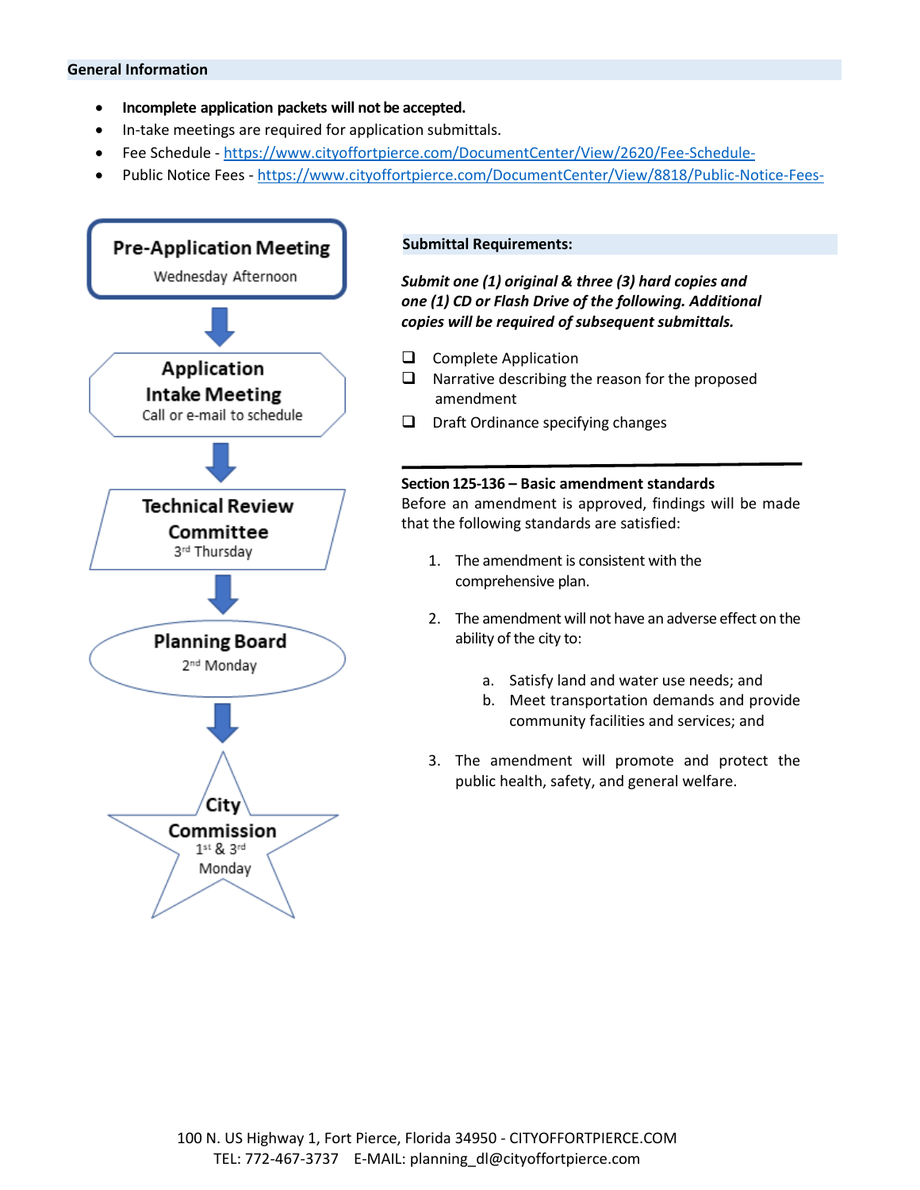## General Information

- **Incomplete application packets will not be accepted.**
- In-take meetings are required for application submittals.
- Fee Schedule - https://www.cityoffortpierce.com/DocumentCenter/View/2620/Fee-Schedule-
- Public Notice Fees - https://www.cityoffortpierce.com/DocumentCenter/View/8818/Public-Notice-Fees-

**Pre-Application Meeting**
Wednesday Afternoon

↓

**Application Intake Meeting**
Call or e-mail to schedule

↓

**Technical Review Committee**
3rd Thursday

↓

**Planning Board**
2nd Monday

↓

**City Commission**
1st & 3rd Monday

## Submittal Requirements:

***Submit one (1) original & three (3) hard copies and one (1) CD or Flash Drive of the following. Additional copies will be required of subsequent submittals.***

- ☐ Complete Application
- ☐ Narrative describing the reason for the proposed amendment
- ☐ Draft Ordinance specifying changes

---

**Section 125-136 – Basic amendment standards**

Before an amendment is approved, findings will be made that the following standards are satisfied:

1. The amendment is consistent with the comprehensive plan.
2. The amendment will not have an adverse effect on the ability of the city to:
   a. Satisfy land and water use needs; and
   b. Meet transportation demands and provide community facilities and services; and
3. The amendment will promote and protect the public health, safety, and general welfare.

100 N. US Highway 1, Fort Pierce, Florida 34950 - CITYOFFORTPIERCE.COM
TEL: 772-467-3737 E-MAIL: planning_dl@cityoffortpierce.com